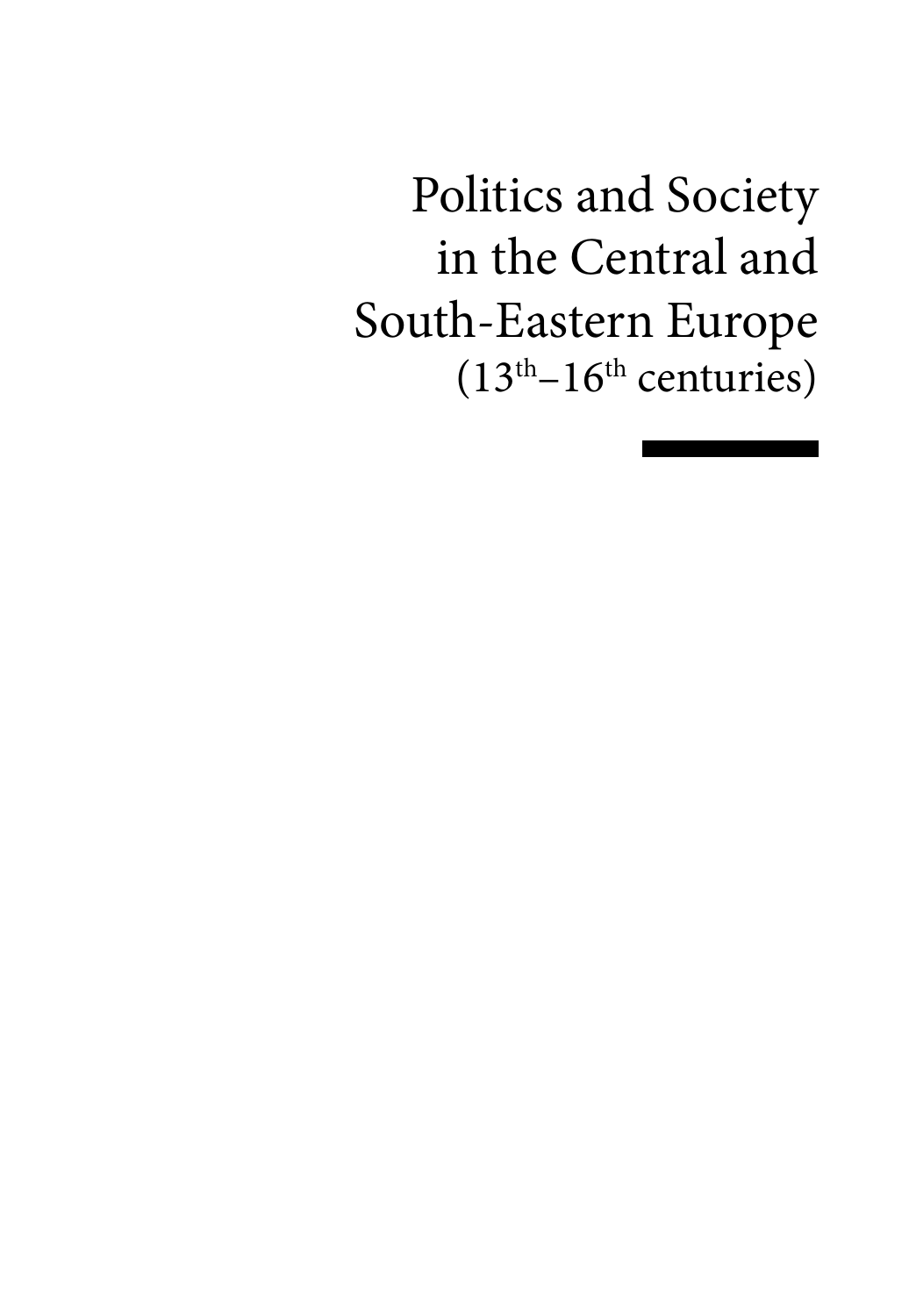# Politics and Society in the Central and South-Eastern Europe (13th–16th centuries)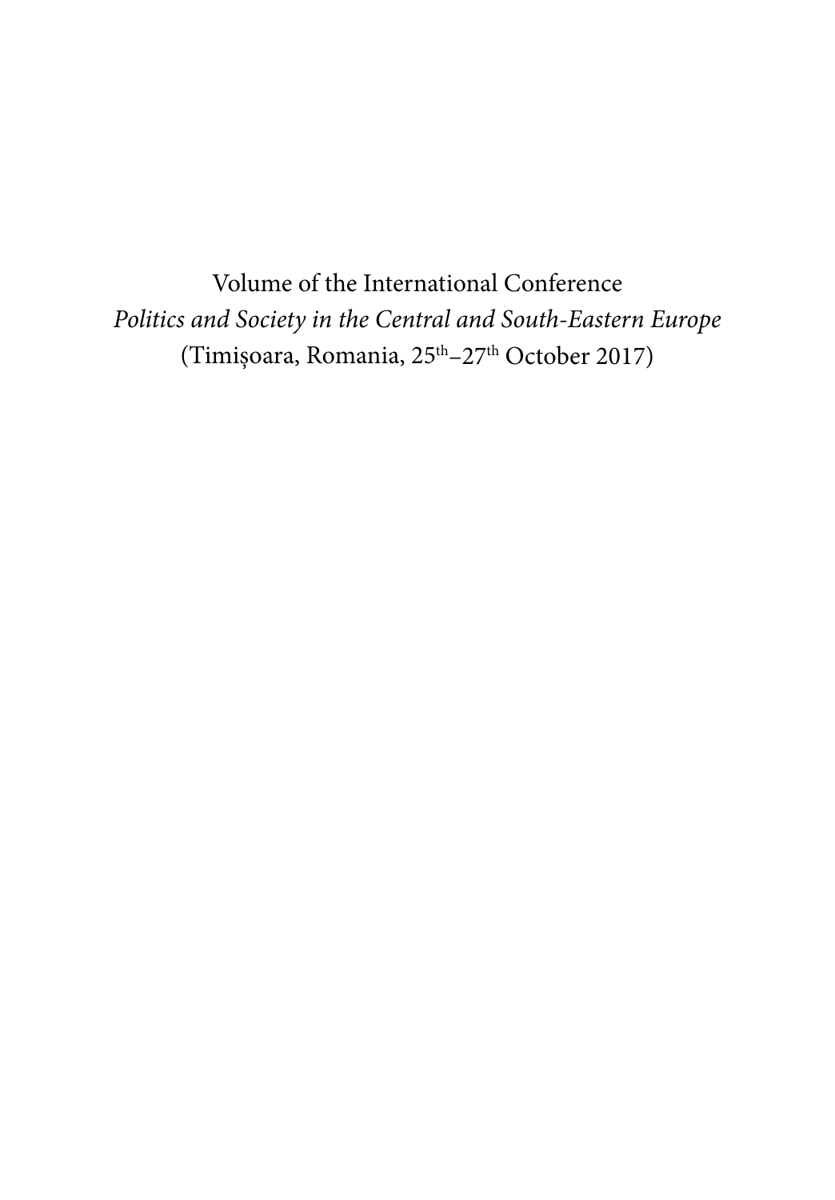Volume of the International Conference

*Politics and Society in the Central and South-Eastern Europe*

(Timișoara, Romania, 25th–27th October 2017)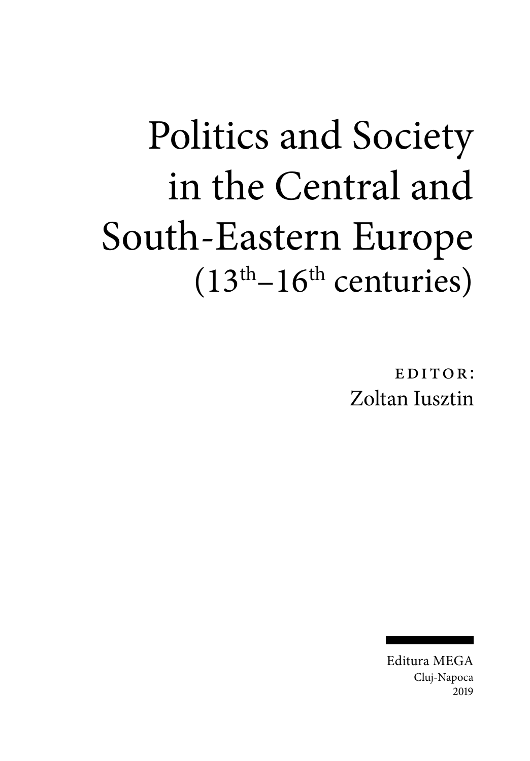# Politics and Society in the Central and South-Eastern Europe
## ($13^{th}$–$16^{th}$ centuries)

EDITOR:
Zoltan Iusztin

Editura MEGA
Cluj-Napoca
2019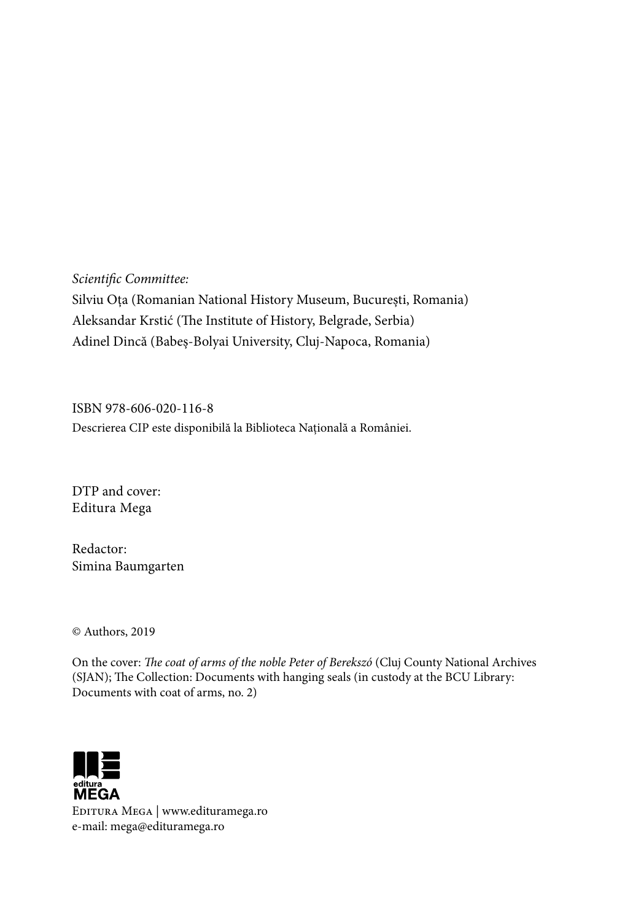*Scientific Committee:*
Silviu Oța (Romanian National History Museum, București, Romania)
Aleksandar Krstić (The Institute of History, Belgrade, Serbia)
Adinel Dincă (Babeș-Bolyai University, Cluj-Napoca, Romania)

ISBN 978-606-020-116-8
Descrierea CIP este disponibilă la Biblioteca Națională a României.

DTP and cover:
Editura Mega

Redactor:
Simina Baumgarten

© Authors, 2019

On the cover: *The coat of arms of the noble Peter of Berekszó* (Cluj County National Archives (SJAN); The Collection: Documents with hanging seals (in custody at the BCU Library: Documents with coat of arms, no. 2)

editura MEGA

Editura Mega | www.edituramega.ro
e-mail: mega@edituramega.ro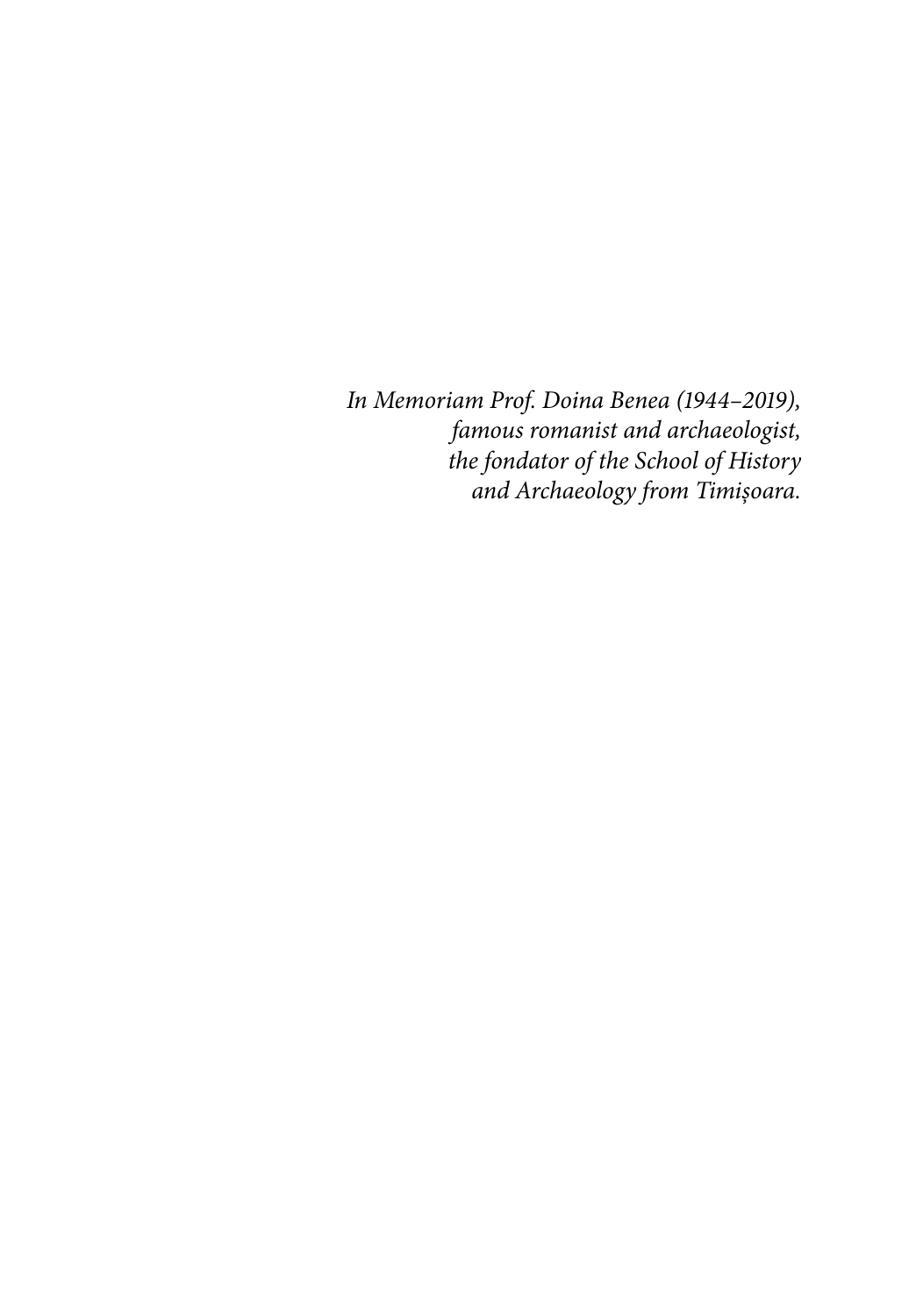*In Memoriam Prof. Doina Benea (1944–2019),*
*famous romanist and archaeologist,*
*the fondator of the School of History*
*and Archaeology from Timișoara.*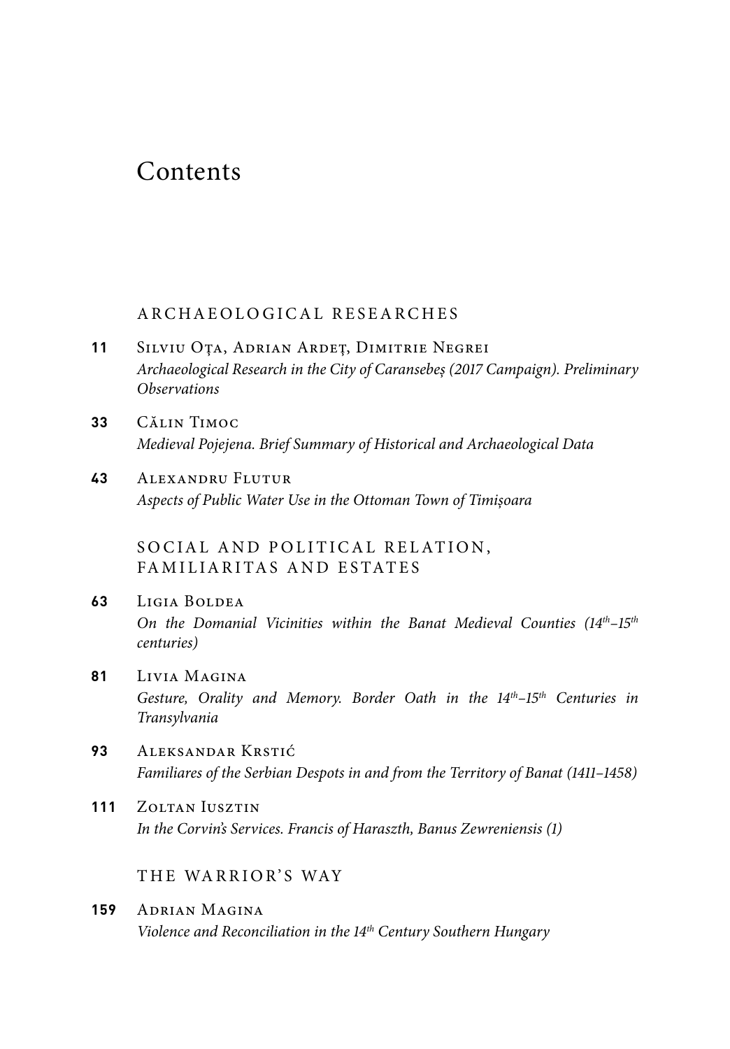# Contents

## ARCHAEOLOGICAL RESEARCHES

**11** Silviu Oța, Adrian Ardeț, Dimitrie Negrei
*Archaeological Research in the City of Caransebeș (2017 Campaign). Preliminary Observations*

**33** Călin Timoc
*Medieval Pojejena. Brief Summary of Historical and Archaeological Data*

**43** Alexandru Flutur
*Aspects of Public Water Use in the Ottoman Town of Timișoara*

## SOCIAL AND POLITICAL RELATION, FAMILIARITAS AND ESTATES

**63** Ligia Boldea
*On the Domanial Vicinities within the Banat Medieval Counties (14th–15th centuries)*

**81** Livia Magina
*Gesture, Orality and Memory. Border Oath in the 14th–15th Centuries in Transylvania*

**93** Aleksandar Krstić
*Familiares of the Serbian Despots in and from the Territory of Banat (1411–1458)*

**111** Zoltan Iusztin
*In the Corvin's Services. Francis of Haraszth, Banus Zewreniensis (1)*

## THE WARRIOR'S WAY

**159** Adrian Magina
*Violence and Reconciliation in the 14th Century Southern Hungary*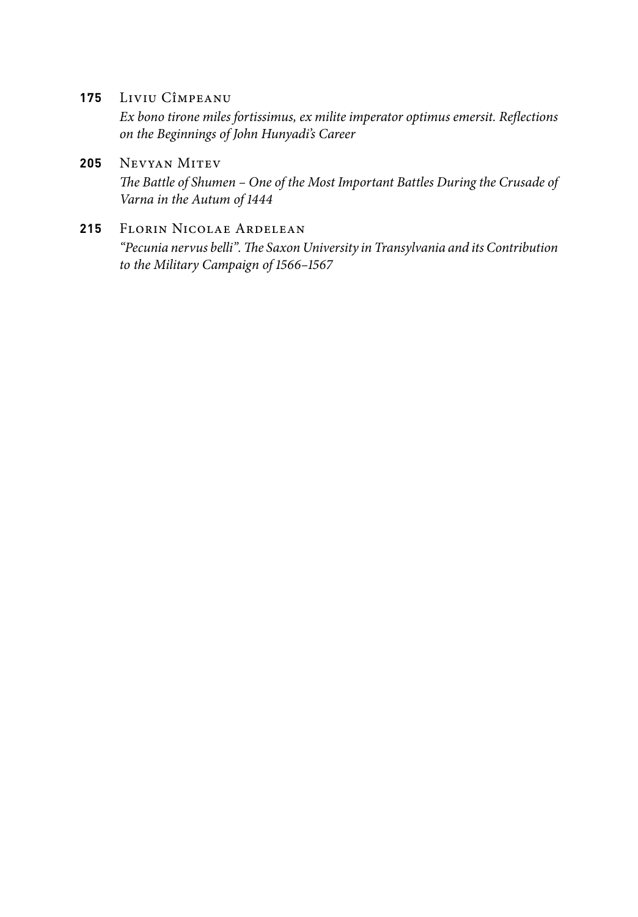**175** Liviu Cîmpeanu
*Ex bono tirone miles fortissimus, ex milite imperator optimus emersit. Reflections on the Beginnings of John Hunyadi's Career*

**205** Nevyan Mitev
*The Battle of Shumen – One of the Most Important Battles During the Crusade of Varna in the Autum of 1444*

**215** Florin Nicolae Ardelean
*"Pecunia nervus belli". The Saxon University in Transylvania and its Contribution to the Military Campaign of 1566–1567*